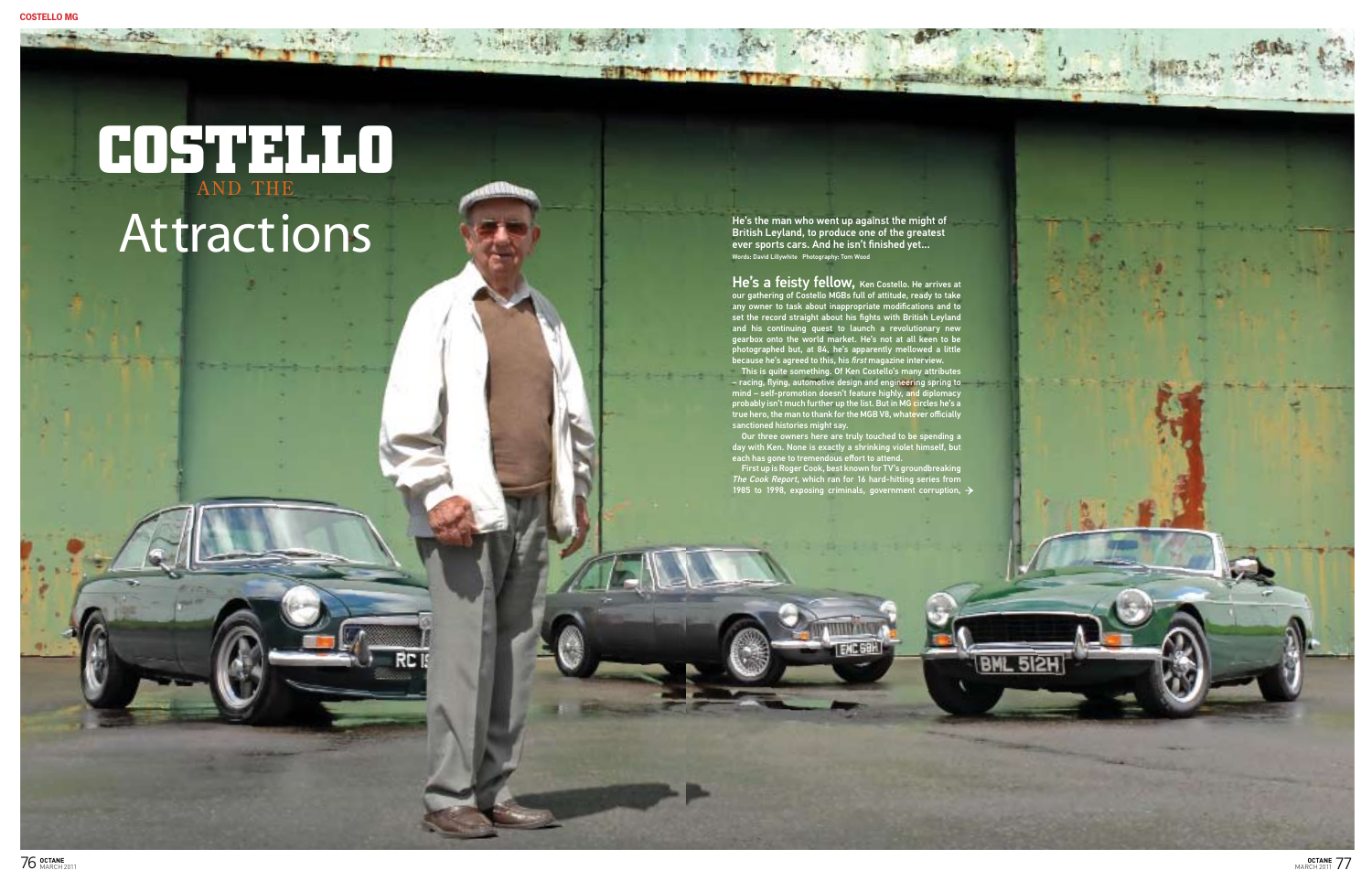# COSTELLO AND THE Attractions

**He's the man who went up against the might of British Leyland, to produce one of the greatest ever sports cars. And he isn't finished yet...**

Words: David Lillywhite Photography: Tom Wood

**He's a feisty fellow,** Ken Costello. He arrives at our gathering of Costello MGBs full of attitude, ready to take any owner to task about inappropriate modifications and to set the record straight about his fights with British Leyland and his continuing quest to launch a revolutionary new gearbox onto the world market. He's not at all keen to be photographed but, at 84, he's apparently mellowed a little because he's agreed to this, his *first* magazine interview.

This is quite something. Of Ken Costello's many attributes – racing, flying, automotive design and engineering spring to mind – self-promotion doesn't feature highly, and diplomacy probably isn't much further up the list. But in MG circles he's a true hero, the man to thank for the MGB V8, whatever officially sanctioned histories might say.

Our three owners here are truly touched to be spending a day with Ken. None is exactly a shrinking violet himself, but each has gone to tremendous effort to attend.

First up is Roger Cook, best known for TV's groundbreaking *The Cook Report*, which ran for 16 hard-hitting series from 1985 to 1998, exposing criminals, government corruption, →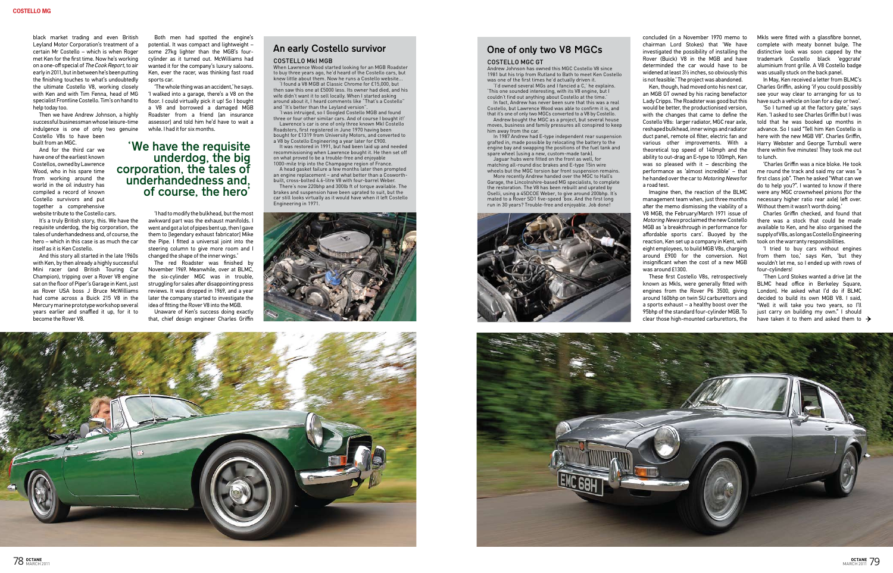black market trading and even British Leyland Motor Corporation's treatment of a certain Mr Costello – which is when Roger met Ken for the first time. Now he's working on a one-off special of *The Cook Report*, to air early in 2011, but in between he's been putting the finishing touches to what's undoubtedly the ultimate Costello V8, working closely with Ken and with Tim Fenna, head of MG specialist Frontline Costello. Tim's on hand to help today too.

Then we have Andrew Johnson, a highly successful businessman whose leisure-time indulgence is one of only two genuine Costello V8s to have been built from an MGC.

And for the third car we have one of the earliest known Costellos, owned by Lawrence Wood, who in his spare time from working around the world in the oil industry has compiled a record of known Costello survivors and put together a comprehensive website tribute to the Costello cars.

It's a truly British story, this. We have the requisite underdog, the big corporation, the tales of underhandedness and, of course, the hero – which in this case is as much the car itself as it is Ken Costello.

And this story all started in the late 1960s with Ken, by then already a highly successful Mini racer (and British Touring Car Champion), tripping over a Rover V8 engine sat on the floor of Piper's Garage in Kent, just as Rover USA boss J Bruce McWilliams had come across a Buick 215 V8 in the Mercury marine prototype workshop several years earlier and snaffled it up, for it to become the Rover V8.

Both men had spotted the engine's potential. It was compact and lightweight – some 27kg lighter than the MGB's four-cylinder as it turned out. McWilliams had wanted it for the company's luxury saloons. Ken, ever the racer, was thinking fast road sports car.

'The whole thing was an accident,' he says. 'I walked into a garage, there's a V8 on the floor. I could virtually pick it up! So I bought a V8 and borrowed a damaged MGB Roadster from a friend [an insurance assessor] and told him he'd have to wait a while. I had it for six months.

> 'We have the requisite underdog, the big corporation, the tales of underhandedness and, of course, the hero'

'I had to modify the bulkhead, but the most awkward part was the exhaust manifolds. I went and got a lot of pipes bent up, then I gave them to [legendary exhaust fabricator] Mike the Pipe. I fitted a universal joint into the steering column to give more room and I changed the shape of the inner wings.'

The red Roadster was finished by November 1969. Meanwhile, over at BLMC, the six-cylinder MGC was in trouble, struggling for sales after disappointing press reviews. It was dropped in 1969, and a year later the company started to investigate the idea of fitting the Rover V8 into the MGB.

Unaware of Ken's success doing exactly that, chief design engineer Charles Griffin concluded (in a November 1970 memo to chairman Lord Stokes) that 'We have investigated the possibility of installing the Rover (Buick) V8 in the MGB and have determined the car would have to be widened at least 3½ inches, so obviously this is not feasible.' The project was abandoned.

Ken, though, had moved onto his next car, an MGB GT owned by his racing benefactor Lady Cripps. The Roadster was good but this would be better, the productionised version, with the changes that came to define the Costello V8s: larger radiator, MGC rear axle, reshaped bulkhead, inner wings and radiator duct panel, remote oil filter, electric fan and various other improvements. With a theoretical top speed of 140mph and the ability to out-drag an E-type to 100mph, Ken was so pleased with it – describing the performance as 'almost incredible' – that he handed over the car to *Motoring News* for a road test.

Imagine then, the reaction of the BLMC management team when, just three months after the memo dismissing the viability of a V8 MGB, the February/March 1971 issue of *Motoring News* proclaimed the new Costello MGB as 'a breakthrough in performance for affordable sports cars'. Buoyed by the reaction, Ken set up a company in Kent, with eight employees, to build MGB V8s, charging around £900 for the conversion. Not insignificant when the cost of a new MGB was around £1300.

These first Costello V8s, retrospectively known as MkIs, were generally fitted with engines from the Rover P6 3500, giving around 160bhp on twin SU carburettors and a sports exhaust – a healthy boost over the 95bhp of the standard four-cylinder MGB. To clear those high-mounted carburettors, the MkIs were fitted with a glassfibre bonnet, complete with meaty bonnet bulge. The distinctive look was soon capped by the trademark Costello black 'eggcrate' aluminium front grille. A V8 Costello badge was usually stuck on the back panel.

In May, Ken received a letter from BLMC's Charles Griffin, asking 'if you could possibly see your way clear to arranging for us to have such a vehicle on loan for a day or two'.

'So I turned up at the factory gate,' says Ken. 'I asked to see Charles Griffin but I was told that he was booked up months in advance. So I said "Tell him Ken Costello is here with the new MGB V8". Charles Griffin, Harry Webster and George Turnbull were there within five minutes! They took me out to lunch.

'Charles Griffin was a nice bloke. He took me round the track and said my car was "a first class job". Then he asked "What can we do to help you?". I wanted to know if there were any MGC crownwheel pinions [for the necessary higher ratio rear axle] left over. Without them it wasn't worth doing.'

Charles Griffin checked, and found that there was a stock that could be made available to Ken, and he also organised the supply of V8s, as long as Costello Engineering took on the warranty responsibilities.

'I tried to buy cars without engines from them too,' says Ken, 'but they wouldn't let me, so I ended up with rows of four-cylinders!

'Then Lord Stokes wanted a drive [at the BLMC head office in Berkeley Square, London]. He asked what I'd do if BLMC decided to build its own MGB V8. I said, "Well it will take you two years, so I'll just carry on building my own." I should have taken it to them and asked them to →

## An early Costello survivor

### COSTELLO MkI MGB

When Lawrence Wood started looking for an MGB Roadster to buy three years ago, he'd heard of the Costello cars, but knew little about them. Now he runs a Costello website...

'I found a V8 MGB at Classic Chrome for £15,000, but then saw this one at £5000 less. Its owner had died, and his wife didn't want it to sell locally. When I started asking around about it, I heard comments like "That's a Costello" and "It's better than the Leyland version".

'I was intrigued, so I Googled Costello MGB and found three or four other similar cars. And of course I bought it!'

Lawrence's car is one of only three known MkI Costello Roadsters, first registered in June 1970 having been bought for £1319 from University Motors, and converted to a V8 by Costello Engineering a year later for £900.

It was restored in 1991, but had been laid up and needed recommissioning when Lawrence bought it. He then set off on what proved to be a trouble-free and enjoyable 1000-mile trip into the Champagne region of France.

A head gasket failure a few months later then prompted an engine replacement – and what better than a Cosworth-built, cross-bolted 4.6-litre V8 with four-barrel Weber.

There's now 220bhp and 300lb ft of torque available. The brakes and suspension have been uprated to suit, but the car still looks virtually as it would have when it left Costello Engineering in 1971.

## One of only two V8 MGCs

### COSTELLO MGC GT

Andrew Johnson has owned this MGC Costello V8 since 1981 but his trip from Rutland to Bath to meet Ken Costello was one of the first times he'd actually driven it.

'I'd owned several MGs and I fancied a C,' he explains. 'This one sounded interesting, with its V8 engine, but I couldn't find out anything about Costello at the time.'

In fact, Andrew has never been sure that this was a real Costello, but Lawrence Wood was able to confirm it is, and that it's one of only two MGCs converted to a V8 by Costello.

Andrew bought the MGC as a project, but several house moves, business and family pressures all conspired to keep him away from the car.

In 1987 Andrew had E-type independent rear suspension grafted in, made possible by relocating the battery to the engine bay and swapping the positions of the fuel tank and spare wheel (using a new, custom-made tank).

Jaguar hubs were fitted on the front as well, for matching all-round disc brakes and E-type 15in wire wheels but the MGC torsion bar front suspension remains.

More recently Andrew handed over the MGC to Hall's Garage, the Lincolnshire-based MG specialists, to complete the restoration. The V8 has been rebuilt and uprated by Oselli, using a 45DCOE Weber, to give around 200bhp. It's mated to a Rover SD1 five-speed box. And the first long run in 30 years? Trouble-free and enjoyable. Job done!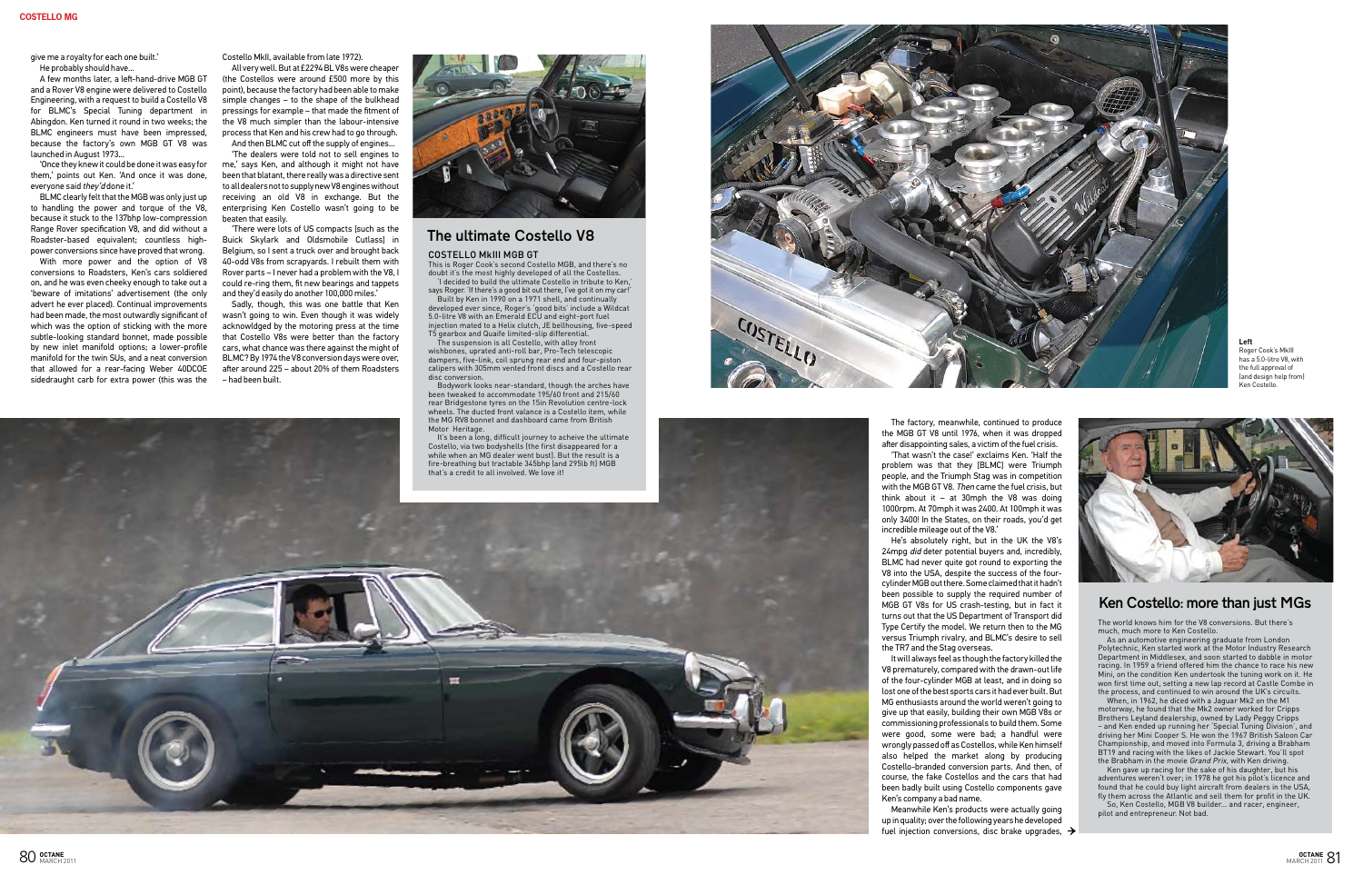give me a royalty for each one built.'

He probably should have...

A few months later, a left-hand-drive MGB GT and a Rover V8 engine were delivered to Costello Engineering, with a request to build a Costello V8 for BLMC's Special Tuning department in Abingdon. Ken turned it round in two weeks; the BLMC engineers must have been impressed, because the factory's own MGB GT V8 was launched in August 1973...

'Once they knew it could be done it was easy for them,' points out Ken. 'And once it was done, everyone said *they'd* done it.'

BLMC clearly felt that the MGB was only just up to handling the power and torque of the V8, because it stuck to the 137bhp low-compression Range Rover specification V8, and did without a Roadster-based equivalent; countless high-power conversions since have proved that wrong.

With more power and the option of V8 conversions to Roadsters, Ken's cars soldiered on, and he was even cheeky enough to take out a 'beware of imitations' advertisement (the only advert he ever placed). Continual improvements had been made, the most outwardly significant of which was the option of sticking with the more subtle-looking standard bonnet, made possible by new inlet manifold options; a lower-profile manifold for the twin SUs, and a neat conversion that allowed for a rear-facing Weber 40DCOE sidedraught carb for extra power (this was the Costello MkII, available from late 1972).

All very well. But at £2294 BL V8s were cheaper (the Costellos were around £500 more by this point), because the factory had been able to make simple changes – to the shape of the bulkhead pressings for example – that made the fitment of the V8 much simpler than the labour-intensive process that Ken and his crew had to go through.

And then BLMC cut off the supply of engines...

'The dealers were told not to sell engines to me,' says Ken, and although it might not have been that blatant, there really was a directive sent to all dealers not to supply new V8 engines without receiving an old V8 in exchange. But the enterprising Ken Costello wasn't going to be beaten that easily.

'There were lots of US compacts (such as the Buick Skylark and Oldsmobile Cutlass) in Belgium, so I sent a truck over and brought back 40-odd V8s from scrapyards. I rebuilt them with Rover parts – I never had a problem with the V8, I could re-ring them, fit new bearings and tappets and they'd easily do another 100,000 miles.'

Sadly, though, this was one battle that Ken wasn't going to win. Even though it was widely acknowldged by the motoring press at the time that Costello V8s were better than the factory cars, what chance was there against the might of BLMC? By 1974 the V8 conversion days were over, after around 225 – about 20% of them Roadsters – had been built.

## The ultimate Costello V8

### COSTELLO MkIII MGB GT

This is Roger Cook's second Costello MGB, and there's no doubt it's the most highly developed of all the Costellos.

'I decided to build the ultimate Costello in tribute to Ken,' says Roger. 'If there's a good bit out there, I've got it on my car!'

Built by Ken in 1990 on a 1971 shell, and continually developed ever since, Roger's 'good bits' include a Wildcat 5.0-litre V8 with an Emerald ECU and eight-port fuel injection mated to a Helix clutch, JE bellhousing, five-speed T5 gearbox and Quaife limited-slip differential.

The suspension is all Costello, with alloy front wishbones, uprated anti-roll bar, Pro-Tech telescopic dampers, five-link, coil sprung rear end and four-piston calipers with 305mm vented front discs and a Costello rear disc conversion.

Bodywork looks near-standard, though the arches have been tweaked to accommodate 195/60 front and 215/60 rear Bridgestone tyres on the 15in Revolution centre-lock wheels. The ducted front valance is a Costello item, while the MG RV8 bonnet and dashboard came from British Motor Heritage.

It's been a long, difficult journey to acheive the ultimate Costello, via two bodyshells (the first disappeared for a while when an MG dealer went bust). But the result is a fire-breathing but tractable 345bhp (and 295lb ft) MGB that's a credit to all involved. We love it!

**Left**
Roger Cook's MkIII has a 5.0-litre V8, with the full approval of (and design help from) Ken Costello.

The factory, meanwhile, continued to produce the MGB GT V8 until 1976, when it was dropped after disappointing sales, a victim of the fuel crisis.

'That wasn't the case!' exclaims Ken. 'Half the problem was that they (BLMC) were Triumph people, and the Triumph Stag was in competition with the MGB GT V8. *Then* came the fuel crisis, but think about it – at 30mph the V8 was doing 1000rpm. At 70mph it was 2400. At 100mph it was only 3400! In the States, on their roads, you'd get incredible mileage out of the V8.'

He's absolutely right, but in the UK the V8's 24mpg *did* deter potential buyers and, incredibly, BLMC had never quite got round to exporting the V8 into the USA, despite the success of the four-cylinder MGB out there. Some claimed that it hadn't been possible to supply the required number of MGB GT V8s for US crash-testing, but in fact it turns out that the US Department of Transport did Type Certify the model. We return then to the MG versus Triumph rivalry, and BLMC's desire to sell the TR7 and the Stag overseas.

It will always feel as though the factory killed the V8 prematurely, compared with the drawn-out life of the four-cylinder MGB at least, and in doing so lost one of the best sports cars it had ever built. But MG enthusiasts around the world weren't going to give up that easily, building their own MGB V8s or commissioning professionals to build them. Some were good, some were bad; a handful were wrongly passed off as Costellos, while Ken himself also helped the market along by producing Costello-branded conversion parts. And then, of course, the fake Costellos and the cars that had been badly built using Costello components gave Ken's company a bad name.

Meanwhile Ken's products were actually going up in quality; over the following years he developed fuel injection conversions, disc brake upgrades, →

## Ken Costello: more than just MGs

The world knows him for the V8 conversions. But there's much, much more to Ken Costello.

As an automotive engineering graduate from London Polytechnic, Ken started work at the Motor Industry Research Department in Middlesex, and soon started to dabble in motor racing. In 1959 a friend offered him the chance to race his new Mini, on the condition Ken undertook the tuning work on it. He won first time out, setting a new lap record at Castle Combe in the process, and continued to win around the UK's circuits.

When, in 1962, he diced with a Jaguar Mk2 on the M1 motorway, he found that the Mk2 owner worked for Cripps Brothers Leyland dealership, owned by Lady Peggy Cripps – and Ken ended up running her 'Special Tuning Division', and driving her Mini Cooper S. He won the 1967 British Saloon Car Championship, and moved into Formula 3, driving a Brabham BT19 and racing with the likes of Jackie Stewart. You'll spot the Brabham in the movie *Grand Prix*, with Ken driving.

Ken gave up racing for the sake of his daughter, but his adventures weren't over; in 1978 he got his pilot's licence and found that he could buy light aircraft from dealers in the USA, fly them across the Atlantic and sell them for profit in the UK.

So, Ken Costello, MGB V8 builder... and racer, engineer, pilot and entrepreneur. Not bad.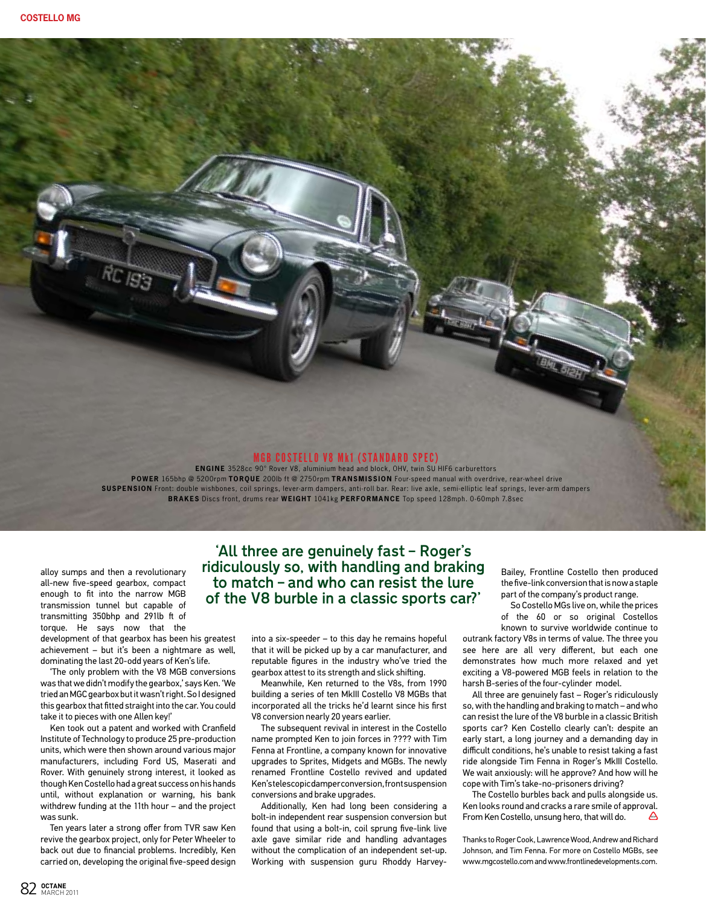## MGB COSTELLO V8 Mk1 (STANDARD SPEC)

**ENGINE** 3528cc 90° Rover V8, aluminium head and block, OHV, twin SU HIF6 carburettors
**POWER** 165bhp @ 5200rpm **TORQUE** 200lb ft @ 2750rpm **TRANSMISSION** Four-speed manual with overdrive, rear-wheel drive
**SUSPENSION** Front: double wishbones, coil springs, lever-arm dampers, anti-roll bar. Rear: live axle, semi-elliptic leaf springs, lever-arm dampers
**BRAKES** Discs front, drums rear **WEIGHT** 1041kg **PERFORMANCE** Top speed 128mph. 0-60mph 7.8sec

alloy sumps and then a revolutionary all-new five-speed gearbox, compact enough to fit into the narrow MGB transmission tunnel but capable of transmitting 350bhp and 291lb ft of torque. He says now that the development of that gearbox has been his greatest achievement – but it's been a nightmare as well, dominating the last 20-odd years of Ken's life.

'The only problem with the V8 MGB conversions was that we didn't modify the gearbox,' says Ken. 'We tried an MGC gearbox but it wasn't right. So I designed this gearbox that fitted straight into the car. You could take it to pieces with one Allen key!'

Ken took out a patent and worked with Cranfield Institute of Technology to produce 25 pre-production units, which were then shown around various major manufacturers, including Ford US, Maserati and Rover. With genuinely strong interest, it looked as though Ken Costello had a great success on his hands until, without explanation or warning, his bank withdrew funding at the 11th hour – and the project was sunk.

Ten years later a strong offer from TVR saw Ken revive the gearbox project, only for Peter Wheeler to back out due to financial problems. Incredibly, Ken carried on, developing the original five-speed design into a six-speeder – to this day he remains hopeful that it will be picked up by a car manufacturer, and reputable figures in the industry who've tried the gearbox attest to its strength and slick shifting.

Meanwhile, Ken returned to the V8s, from 1990 building a series of ten MkIII Costello V8 MGBs that incorporated all the tricks he'd learnt since his first V8 conversion nearly 20 years earlier.

The subsequent revival in interest in the Costello name prompted Ken to join forces in ???? with Tim Fenna at Frontline, a company known for innovative upgrades to Sprites, Midgets and MGBs. The newly renamed Frontline Costello revived and updated Ken's telescopic damper conversion, front suspension conversions and brake upgrades.

Additionally, Ken had long been considering a bolt-in independent rear suspension conversion but found that using a bolt-in, coil sprung five-link live axle gave similar ride and handling advantages without the complication of an independent set-up. Working with suspension guru Rhoddy Harvey-Bailey, Frontline Costello then produced the five-link conversion that is now a staple part of the company's product range.

**'All three are genuinely fast – Roger's ridiculously so, with handling and braking to match – and who can resist the lure of the V8 burble in a classic sports car?'**

So Costello MGs live on, while the prices of the 60 or so original Costellos known to survive worldwide continue to outrank factory V8s in terms of value. The three you see here are all very different, but each one demonstrates how much more relaxed and yet exciting a V8-powered MGB feels in relation to the harsh B-series of the four-cylinder model.

All three are genuinely fast – Roger's ridiculously so, with the handling and braking to match – and who can resist the lure of the V8 burble in a classic British sports car? Ken Costello clearly can't: despite an early start, a long journey and a demanding day in difficult conditions, he's unable to resist taking a fast ride alongside Tim Fenna in Roger's MkIII Costello. We wait anxiously: will he approve? And how will he cope with Tim's take-no-prisoners driving?

The Costello burbles back and pulls alongside us. Ken looks round and cracks a rare smile of approval. From Ken Costello, unsung hero, that will do.

Thanks to Roger Cook, Lawrence Wood, Andrew and Richard Johnson, and Tim Fenna. For more on Costello MGBs, see www.mgcostello.com and www.frontlinedevelopments.com.